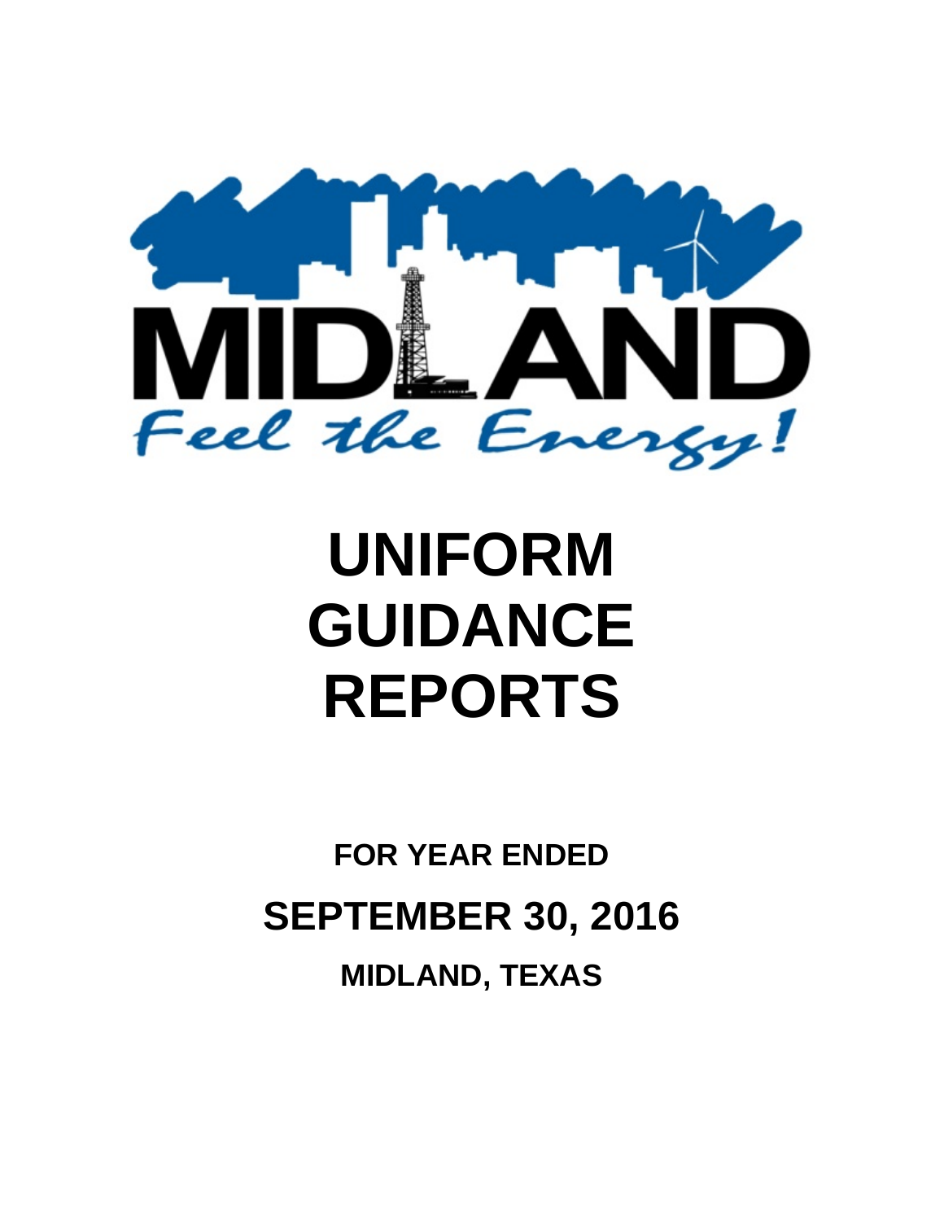MIDLAND

Feel the Energy!

# UNIFORM GUIDANCE REPORTS

**FOR YEAR ENDED**

## SEPTEMBER 30, 2016

**MIDLAND, TEXAS**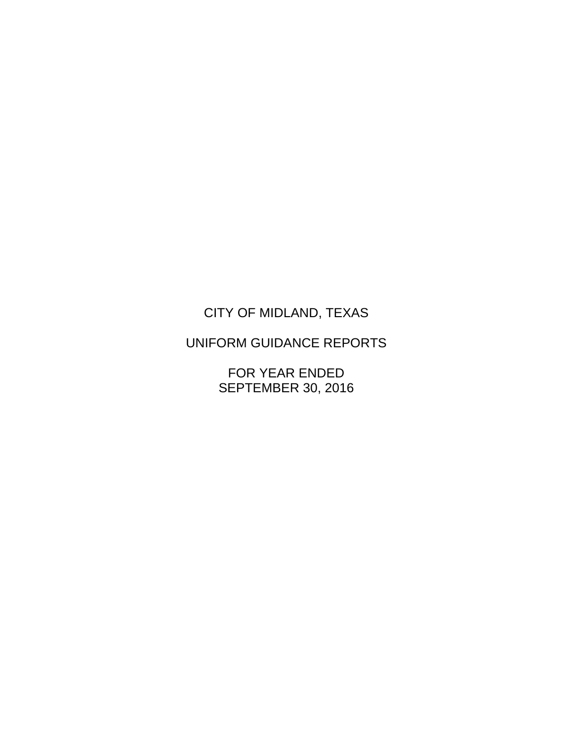# CITY OF MIDLAND, TEXAS

## UNIFORM GUIDANCE REPORTS

FOR YEAR ENDED
SEPTEMBER 30, 2016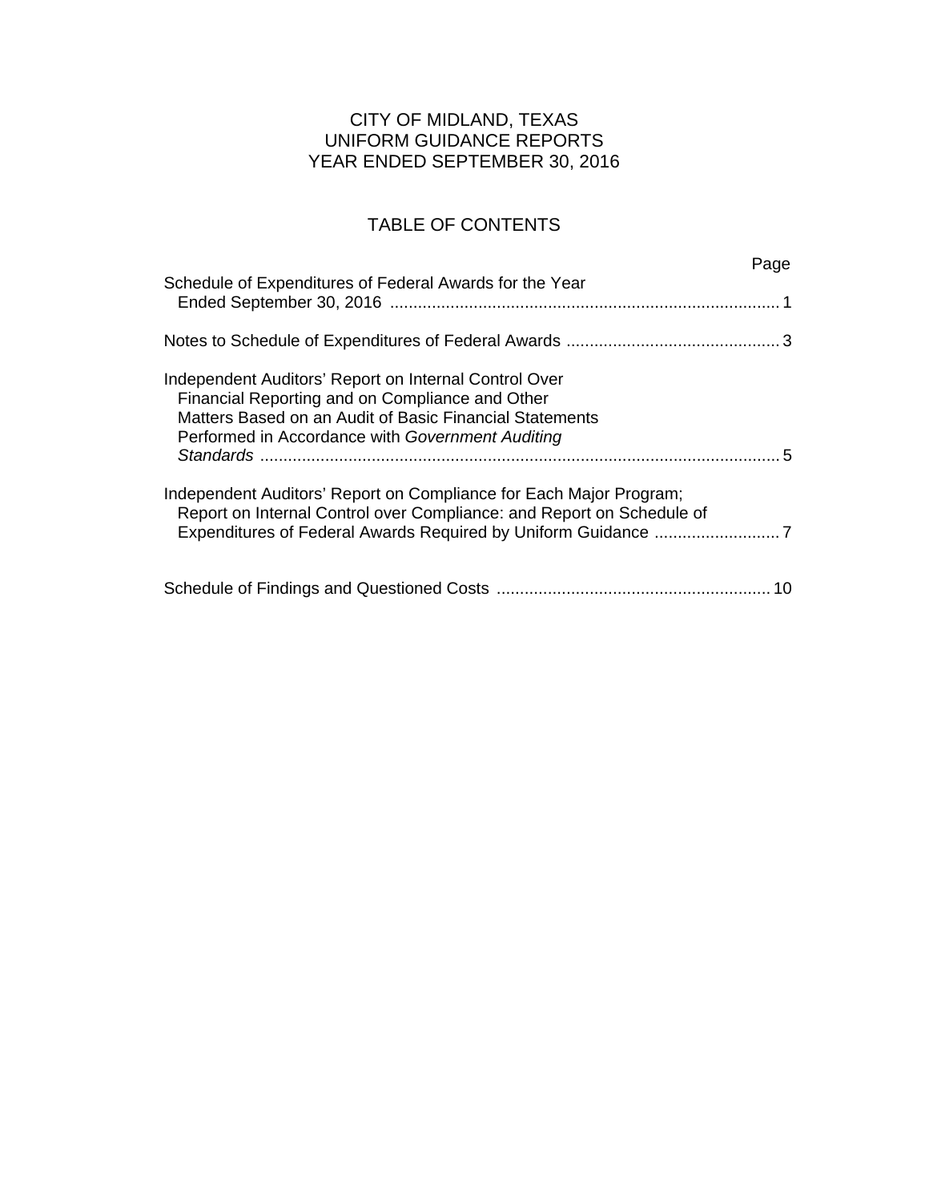# CITY OF MIDLAND, TEXAS
# UNIFORM GUIDANCE REPORTS
# YEAR ENDED SEPTEMBER 30, 2016

## TABLE OF CONTENTS

| | Page |
|---|---|
| Schedule of Expenditures of Federal Awards for the Year Ended September 30, 2016 | 1 |
| Notes to Schedule of Expenditures of Federal Awards | 3 |
| Independent Auditors' Report on Internal Control Over Financial Reporting and on Compliance and Other Matters Based on an Audit of Basic Financial Statements Performed in Accordance with *Government Auditing Standards* | 5 |
| Independent Auditors' Report on Compliance for Each Major Program; Report on Internal Control over Compliance: and Report on Schedule of Expenditures of Federal Awards Required by Uniform Guidance | 7 |
| Schedule of Findings and Questioned Costs | 10 |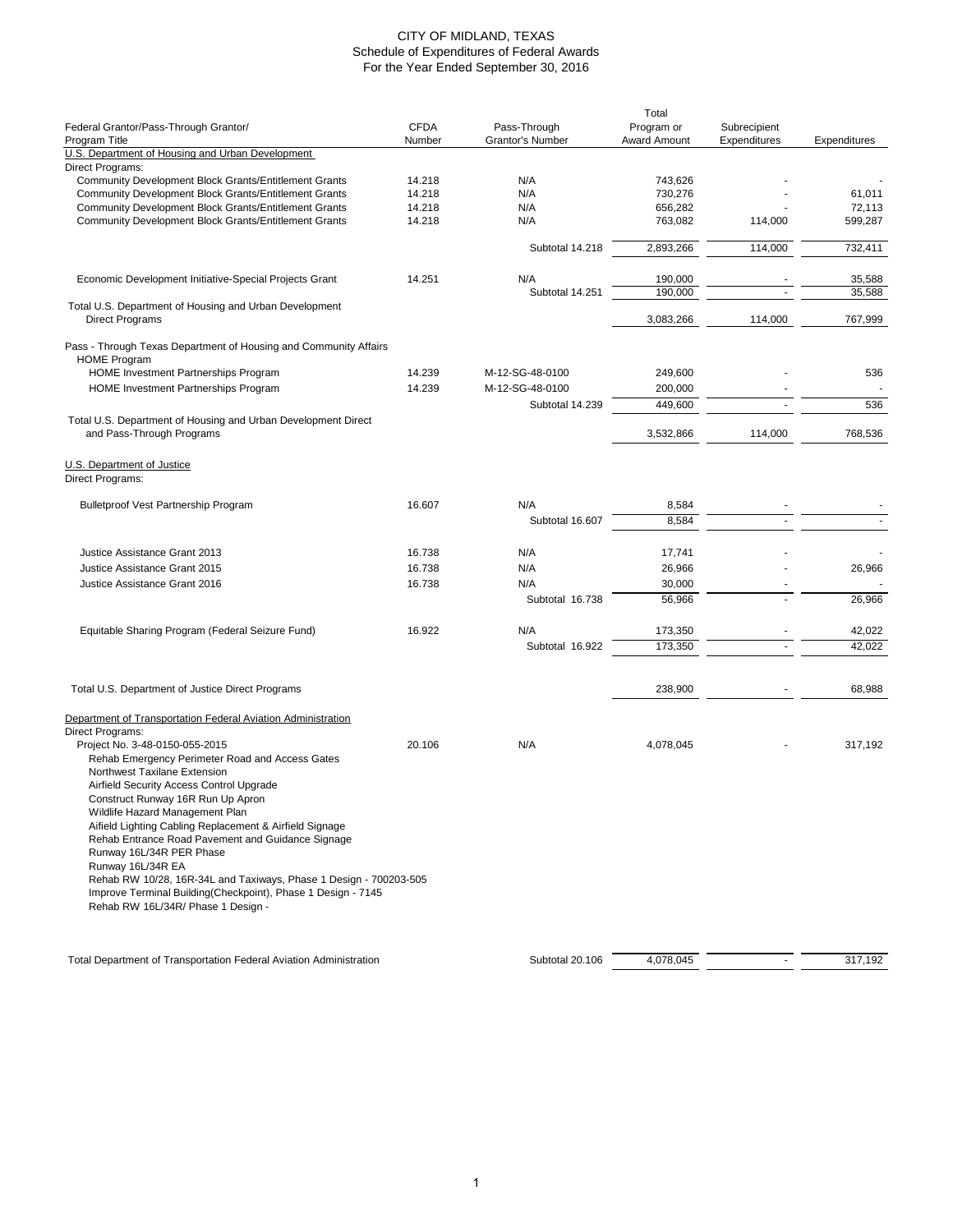# CITY OF MIDLAND, TEXAS
## Schedule of Expenditures of Federal Awards
### For the Year Ended September 30, 2016

| Federal Grantor/Pass-Through Grantor/ Program Title | CFDA Number | Pass-Through Grantor's Number | Total Program or Award Amount | Subrecipient Expenditures | Expenditures |
|---|---|---|---|---|---|
| U.S. Department of Housing and Urban Development | | | | | |
| Direct Programs: | | | | | |
| Community Development Block Grants/Entitlement Grants | 14.218 | N/A | 743,626 | - | - |
| Community Development Block Grants/Entitlement Grants | 14.218 | N/A | 730,276 | - | 61,011 |
| Community Development Block Grants/Entitlement Grants | 14.218 | N/A | 656,282 | - | 72,113 |
| Community Development Block Grants/Entitlement Grants | 14.218 | N/A | 763,082 | 114,000 | 599,287 |
| | | Subtotal 14.218 | 2,893,266 | 114,000 | 732,411 |
| Economic Development Initiative-Special Projects Grant | 14.251 | N/A | 190,000 | - | 35,588 |
| | | Subtotal 14.251 | 190,000 | - | 35,588 |
| Total U.S. Department of Housing and Urban Development Direct Programs | | | 3,083,266 | 114,000 | 767,999 |
| Pass - Through Texas Department of Housing and Community Affairs | | | | | |
| HOME Program | | | | | |
| HOME Investment Partnerships Program | 14.239 | M-12-SG-48-0100 | 249,600 | - | 536 |
| HOME Investment Partnerships Program | 14.239 | M-12-SG-48-0100 | 200,000 | - | - |
| | | Subtotal 14.239 | 449,600 | - | 536 |
| Total U.S. Department of Housing and Urban Development Direct and Pass-Through Programs | | | 3,532,866 | 114,000 | 768,536 |
| U.S. Department of Justice | | | | | |
| Direct Programs: | | | | | |
| Bulletproof Vest Partnership Program | 16.607 | N/A | 8,584 | - | - |
| | | Subtotal 16.607 | 8,584 | - | - |
| Justice Assistance Grant 2013 | 16.738 | N/A | 17,741 | - | - |
| Justice Assistance Grant 2015 | 16.738 | N/A | 26,966 | - | 26,966 |
| Justice Assistance Grant 2016 | 16.738 | N/A | 30,000 | - | - |
| | | Subtotal 16.738 | 56,966 | - | 26,966 |
| Equitable Sharing Program (Federal Seizure Fund) | 16.922 | N/A | 173,350 | - | 42,022 |
| | | Subtotal 16.922 | 173,350 | - | 42,022 |
| Total U.S. Department of Justice Direct Programs | | | 238,900 | - | 68,988 |
| Department of Transportation Federal Aviation Administration | | | | | |
| Direct Programs: | | | | | |
| Project No. 3-48-0150-055-2015 | 20.106 | N/A | 4,078,045 | - | 317,192 |
| Rehab Emergency Perimeter Road and Access Gates | | | | | |
| Northwest Taxilane Extension | | | | | |
| Airfield Security Access Control Upgrade | | | | | |
| Construct Runway 16R Run Up Apron | | | | | |
| Wildlife Hazard Management Plan | | | | | |
| Aifield Lighting Cabling Replacement & Airfield Signage | | | | | |
| Rehab Entrance Road Pavement and Guidance Signage | | | | | |
| Runway 16L/34R PER Phase | | | | | |
| Runway 16L/34R EA | | | | | |
| Rehab RW 10/28, 16R-34L and Taxiways, Phase 1 Design - 700203-505 | | | | | |
| Improve Terminal Building(Checkpoint), Phase 1 Design - 7145 | | | | | |
| Rehab RW 16L/34R/ Phase 1 Design - | | | | | |
| Total Department of Transportation Federal Aviation Administration | | Subtotal 20.106 | 4,078,045 | - | 317,192 |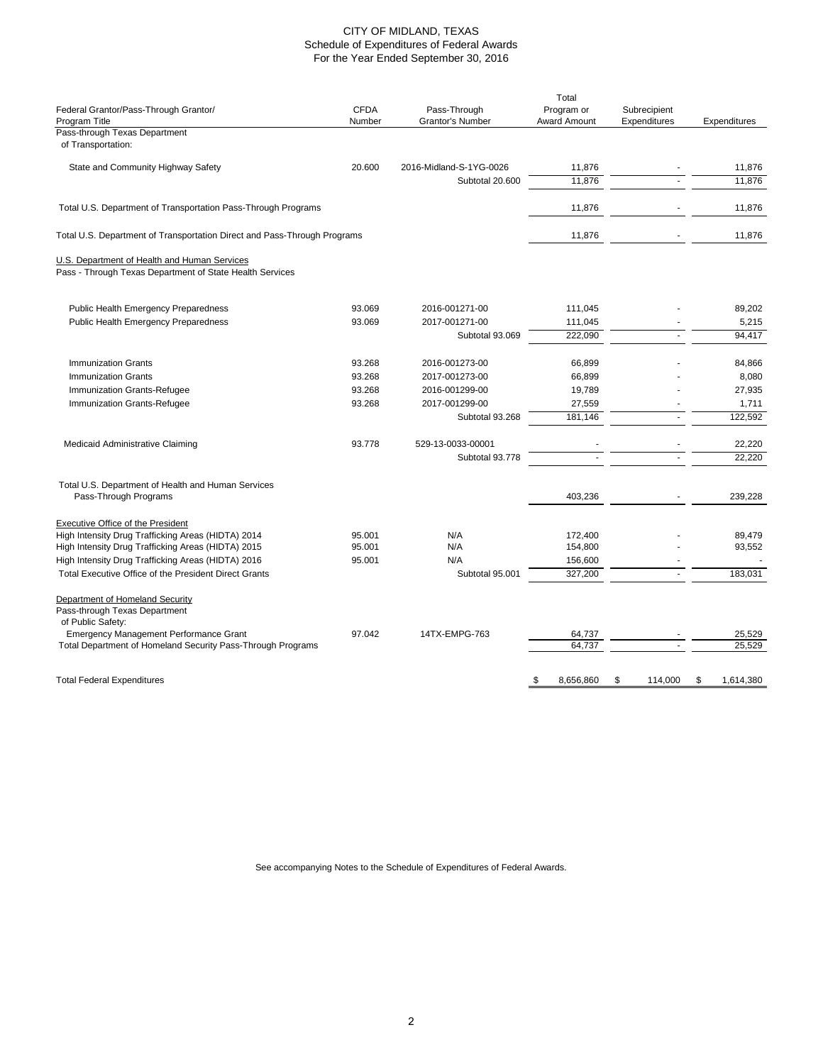# CITY OF MIDLAND, TEXAS
## Schedule of Expenditures of Federal Awards
### For the Year Ended September 30, 2016

| Federal Grantor/Pass-Through Grantor/ Program Title | CFDA Number | Pass-Through Grantor's Number | Total Program or Award Amount | Subrecipient Expenditures | Expenditures |
|---|---|---|---|---|---|
| Pass-through Texas Department of Transportation: | | | | | |
| State and Community Highway Safety | 20.600 | 2016-Midland-S-1YG-0026 | 11,876 | - | 11,876 |
| | | Subtotal 20.600 | 11,876 | - | 11,876 |
| Total U.S. Department of Transportation Pass-Through Programs | | | 11,876 | - | 11,876 |
| Total U.S. Department of Transportation Direct and Pass-Through Programs | | | 11,876 | - | 11,876 |
| U.S. Department of Health and Human Services Pass - Through Texas Department of State Health Services | | | | | |
| Public Health Emergency Preparedness | 93.069 | 2016-001271-00 | 111,045 | - | 89,202 |
| Public Health Emergency Preparedness | 93.069 | 2017-001271-00 | 111,045 | - | 5,215 |
| | | Subtotal 93.069 | 222,090 | - | 94,417 |
| Immunization Grants | 93.268 | 2016-001273-00 | 66,899 | - | 84,866 |
| Immunization Grants | 93.268 | 2017-001273-00 | 66,899 | - | 8,080 |
| Immunization Grants-Refugee | 93.268 | 2016-001299-00 | 19,789 | - | 27,935 |
| Immunization Grants-Refugee | 93.268 | 2017-001299-00 | 27,559 | - | 1,711 |
| | | Subtotal 93.268 | 181,146 | - | 122,592 |
| Medicaid Administrative Claiming | 93.778 | 529-13-0033-00001 | - | - | 22,220 |
| | | Subtotal 93.778 | - | - | 22,220 |
| Total U.S. Department of Health and Human Services Pass-Through Programs | | | 403,236 | - | 239,228 |
| Executive Office of the President | | | | | |
| High Intensity Drug Trafficking Areas (HIDTA) 2014 | 95.001 | N/A | 172,400 | - | 89,479 |
| High Intensity Drug Trafficking Areas (HIDTA) 2015 | 95.001 | N/A | 154,800 | - | 93,552 |
| High Intensity Drug Trafficking Areas (HIDTA) 2016 | 95.001 | N/A | 156,600 | - | - |
| Total Executive Office of the President Direct Grants | | Subtotal 95.001 | 327,200 | - | 183,031 |
| Department of Homeland Security Pass-through Texas Department of Public Safety: | | | | | |
| Emergency Management Performance Grant | 97.042 | 14TX-EMPG-763 | 64,737 | - | 25,529 |
| Total Department of Homeland Security Pass-Through Programs | | | 64,737 | - | 25,529 |
| Total Federal Expenditures | | | $ 8,656,860 | $ 114,000 | $ 1,614,380 |

See accompanying Notes to the Schedule of Expenditures of Federal Awards.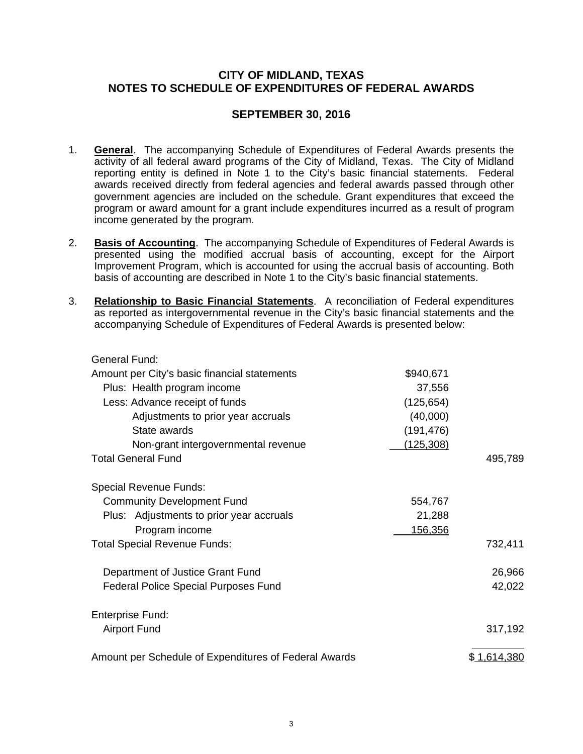# CITY OF MIDLAND, TEXAS
# NOTES TO SCHEDULE OF EXPENDITURES OF FEDERAL AWARDS

## SEPTEMBER 30, 2016

1. **General**. The accompanying Schedule of Expenditures of Federal Awards presents the activity of all federal award programs of the City of Midland, Texas. The City of Midland reporting entity is defined in Note 1 to the City's basic financial statements. Federal awards received directly from federal agencies and federal awards passed through other government agencies are included on the schedule. Grant expenditures that exceed the program or award amount for a grant include expenditures incurred as a result of program income generated by the program.

2. **Basis of Accounting**. The accompanying Schedule of Expenditures of Federal Awards is presented using the modified accrual basis of accounting, except for the Airport Improvement Program, which is accounted for using the accrual basis of accounting. Both basis of accounting are described in Note 1 to the City's basic financial statements.

3. **Relationship to Basic Financial Statements**. A reconciliation of Federal expenditures as reported as intergovernmental revenue in the City's basic financial statements and the accompanying Schedule of Expenditures of Federal Awards is presented below:

| | | |
|---|---|---|
| General Fund: | | |
| Amount per City's basic financial statements | $940,671 | |
| Plus: Health program income | 37,556 | |
| Less: Advance receipt of funds | (125,654) | |
| Adjustments to prior year accruals | (40,000) | |
| State awards | (191,476) | |
| Non-grant intergovernmental revenue | (125,308) | |
| Total General Fund | | 495,789 |
| Special Revenue Funds: | | |
| Community Development Fund | 554,767 | |
| Plus: Adjustments to prior year accruals | 21,288 | |
| Program income | 156,356 | |
| Total Special Revenue Funds: | | 732,411 |
| Department of Justice Grant Fund | | 26,966 |
| Federal Police Special Purposes Fund | | 42,022 |
| Enterprise Fund: | | |
| Airport Fund | | 317,192 |
| Amount per Schedule of Expenditures of Federal Awards | | $ 1,614,380 |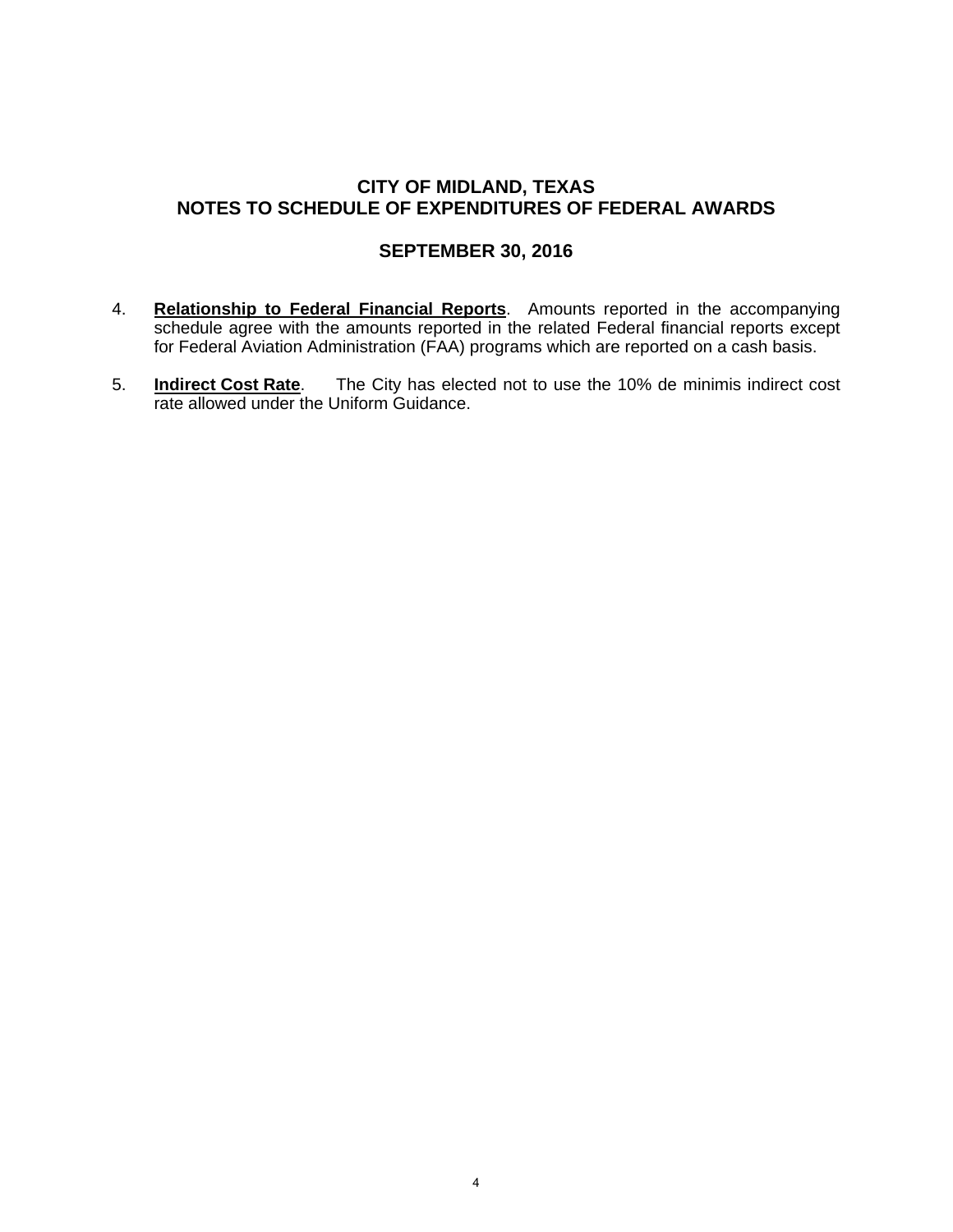# CITY OF MIDLAND, TEXAS
## NOTES TO SCHEDULE OF EXPENDITURES OF FEDERAL AWARDS

### SEPTEMBER 30, 2016

4. **Relationship to Federal Financial Reports**. Amounts reported in the accompanying schedule agree with the amounts reported in the related Federal financial reports except for Federal Aviation Administration (FAA) programs which are reported on a cash basis.

5. **Indirect Cost Rate**. The City has elected not to use the 10% de minimis indirect cost rate allowed under the Uniform Guidance.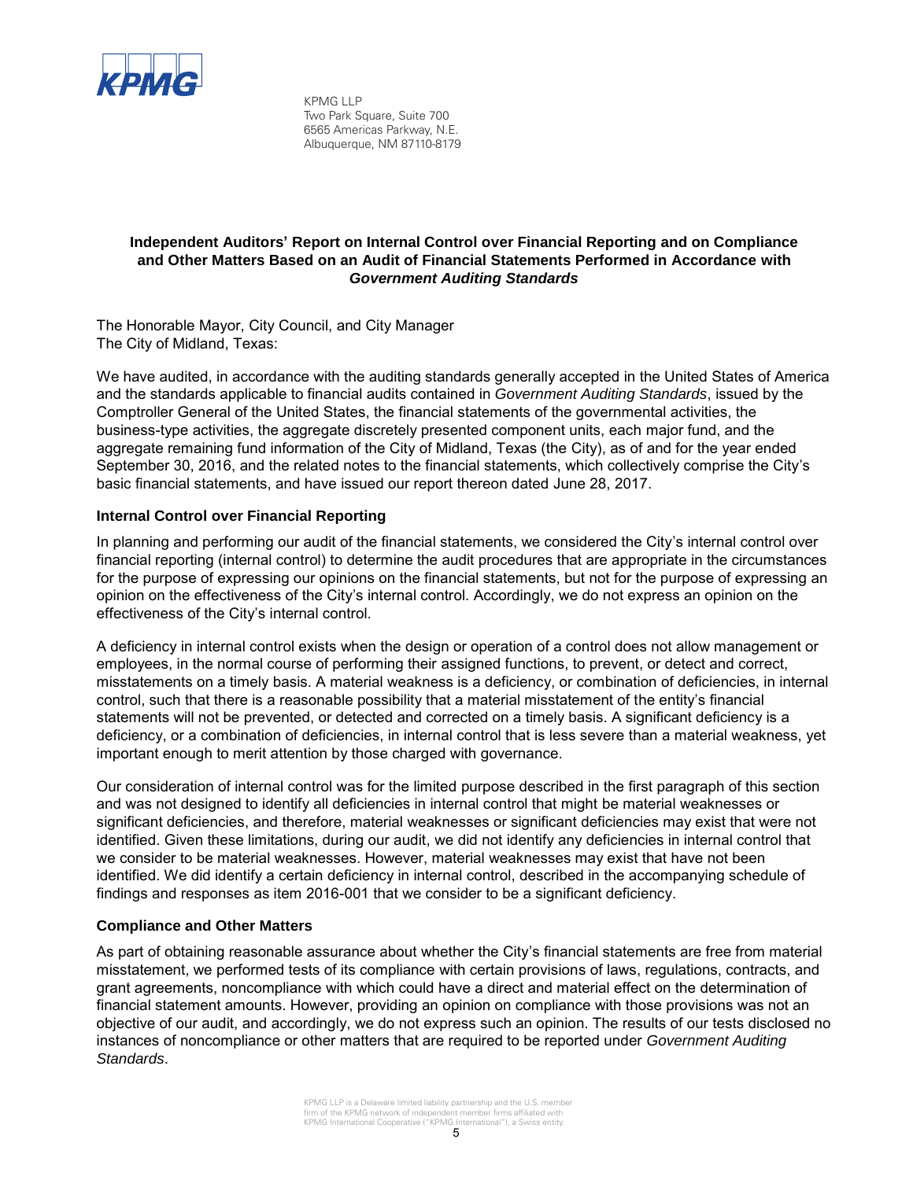KPMG LLP
Two Park Square, Suite 700
6565 Americas Parkway, N.E.
Albuquerque, NM 87110-8179

## Independent Auditors' Report on Internal Control over Financial Reporting and on Compliance and Other Matters Based on an Audit of Financial Statements Performed in Accordance with *Government Auditing Standards*

The Honorable Mayor, City Council, and City Manager
The City of Midland, Texas:

We have audited, in accordance with the auditing standards generally accepted in the United States of America and the standards applicable to financial audits contained in *Government Auditing Standards*, issued by the Comptroller General of the United States, the financial statements of the governmental activities, the business-type activities, the aggregate discretely presented component units, each major fund, and the aggregate remaining fund information of the City of Midland, Texas (the City), as of and for the year ended September 30, 2016, and the related notes to the financial statements, which collectively comprise the City's basic financial statements, and have issued our report thereon dated June 28, 2017.

### Internal Control over Financial Reporting

In planning and performing our audit of the financial statements, we considered the City's internal control over financial reporting (internal control) to determine the audit procedures that are appropriate in the circumstances for the purpose of expressing our opinions on the financial statements, but not for the purpose of expressing an opinion on the effectiveness of the City's internal control. Accordingly, we do not express an opinion on the effectiveness of the City's internal control.

A deficiency in internal control exists when the design or operation of a control does not allow management or employees, in the normal course of performing their assigned functions, to prevent, or detect and correct, misstatements on a timely basis. A material weakness is a deficiency, or combination of deficiencies, in internal control, such that there is a reasonable possibility that a material misstatement of the entity's financial statements will not be prevented, or detected and corrected on a timely basis. A significant deficiency is a deficiency, or a combination of deficiencies, in internal control that is less severe than a material weakness, yet important enough to merit attention by those charged with governance.

Our consideration of internal control was for the limited purpose described in the first paragraph of this section and was not designed to identify all deficiencies in internal control that might be material weaknesses or significant deficiencies, and therefore, material weaknesses or significant deficiencies may exist that were not identified. Given these limitations, during our audit, we did not identify any deficiencies in internal control that we consider to be material weaknesses. However, material weaknesses may exist that have not been identified. We did identify a certain deficiency in internal control, described in the accompanying schedule of findings and responses as item 2016-001 that we consider to be a significant deficiency.

### Compliance and Other Matters

As part of obtaining reasonable assurance about whether the City's financial statements are free from material misstatement, we performed tests of its compliance with certain provisions of laws, regulations, contracts, and grant agreements, noncompliance with which could have a direct and material effect on the determination of financial statement amounts. However, providing an opinion on compliance with those provisions was not an objective of our audit, and accordingly, we do not express such an opinion. The results of our tests disclosed no instances of noncompliance or other matters that are required to be reported under *Government Auditing Standards*.

KPMG LLP is a Delaware limited liability partnership and the U.S. member firm of the KPMG network of independent member firms affiliated with KPMG International Cooperative ("KPMG International"), a Swiss entity.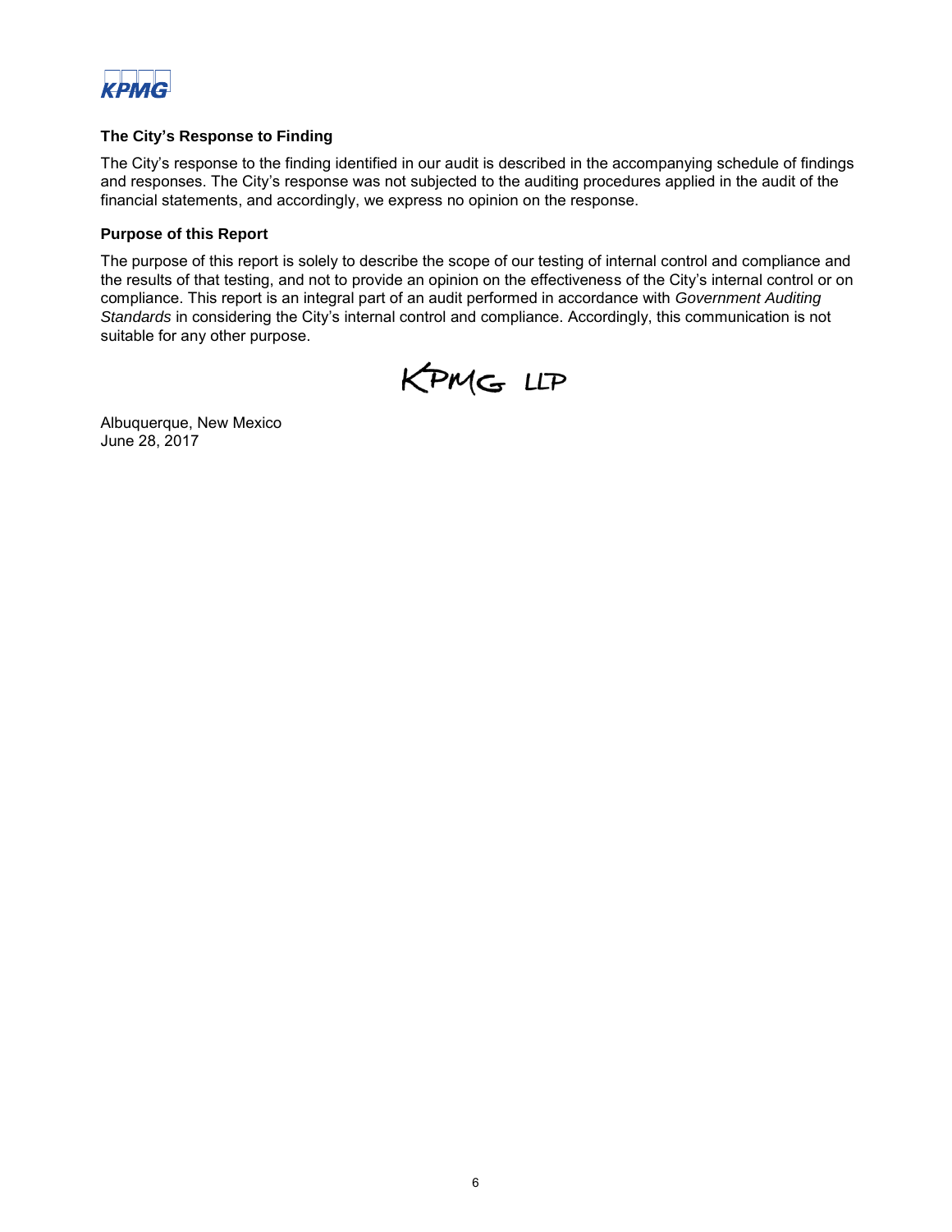### The City's Response to Finding

The City's response to the finding identified in our audit is described in the accompanying schedule of findings and responses. The City's response was not subjected to the auditing procedures applied in the audit of the financial statements, and accordingly, we express no opinion on the response.

### Purpose of this Report

The purpose of this report is solely to describe the scope of our testing of internal control and compliance and the results of that testing, and not to provide an opinion on the effectiveness of the City's internal control or on compliance. This report is an integral part of an audit performed in accordance with *Government Auditing Standards* in considering the City's internal control and compliance. Accordingly, this communication is not suitable for any other purpose.

KPMG LLP

Albuquerque, New Mexico
June 28, 2017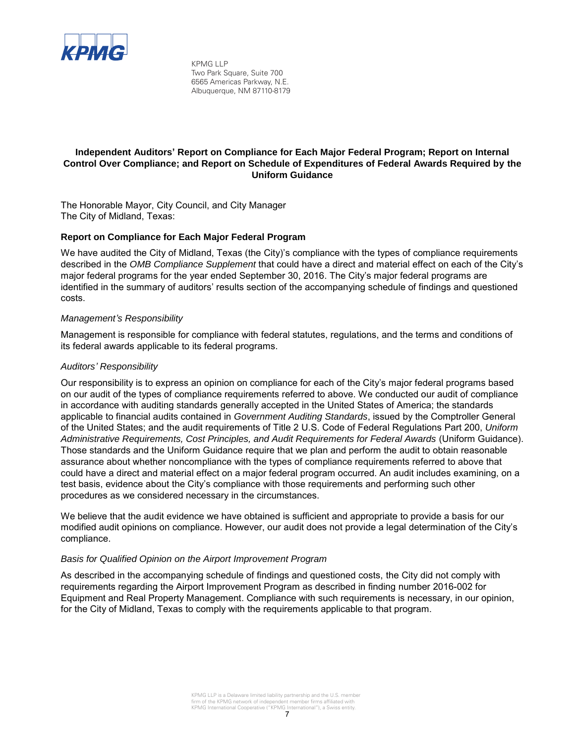KPMG LLP
Two Park Square, Suite 700
6565 Americas Parkway, N.E.
Albuquerque, NM 87110-8179

# Independent Auditors' Report on Compliance for Each Major Federal Program; Report on Internal Control Over Compliance; and Report on Schedule of Expenditures of Federal Awards Required by the Uniform Guidance

The Honorable Mayor, City Council, and City Manager
The City of Midland, Texas:

## Report on Compliance for Each Major Federal Program

We have audited the City of Midland, Texas (the City)'s compliance with the types of compliance requirements described in the *OMB Compliance Supplement* that could have a direct and material effect on each of the City's major federal programs for the year ended September 30, 2016. The City's major federal programs are identified in the summary of auditors' results section of the accompanying schedule of findings and questioned costs.

### *Management's Responsibility*

Management is responsible for compliance with federal statutes, regulations, and the terms and conditions of its federal awards applicable to its federal programs.

### *Auditors' Responsibility*

Our responsibility is to express an opinion on compliance for each of the City's major federal programs based on our audit of the types of compliance requirements referred to above. We conducted our audit of compliance in accordance with auditing standards generally accepted in the United States of America; the standards applicable to financial audits contained in *Government Auditing Standards*, issued by the Comptroller General of the United States; and the audit requirements of Title 2 U.S. Code of Federal Regulations Part 200, *Uniform Administrative Requirements, Cost Principles, and Audit Requirements for Federal Awards* (Uniform Guidance). Those standards and the Uniform Guidance require that we plan and perform the audit to obtain reasonable assurance about whether noncompliance with the types of compliance requirements referred to above that could have a direct and material effect on a major federal program occurred. An audit includes examining, on a test basis, evidence about the City's compliance with those requirements and performing such other procedures as we considered necessary in the circumstances.

We believe that the audit evidence we have obtained is sufficient and appropriate to provide a basis for our modified audit opinions on compliance. However, our audit does not provide a legal determination of the City's compliance.

### *Basis for Qualified Opinion on the Airport Improvement Program*

As described in the accompanying schedule of findings and questioned costs, the City did not comply with requirements regarding the Airport Improvement Program as described in finding number 2016-002 for Equipment and Real Property Management. Compliance with such requirements is necessary, in our opinion, for the City of Midland, Texas to comply with the requirements applicable to that program.

KPMG LLP is a Delaware limited liability partnership and the U.S. member firm of the KPMG network of independent member firms affiliated with KPMG International Cooperative ("KPMG International"), a Swiss entity.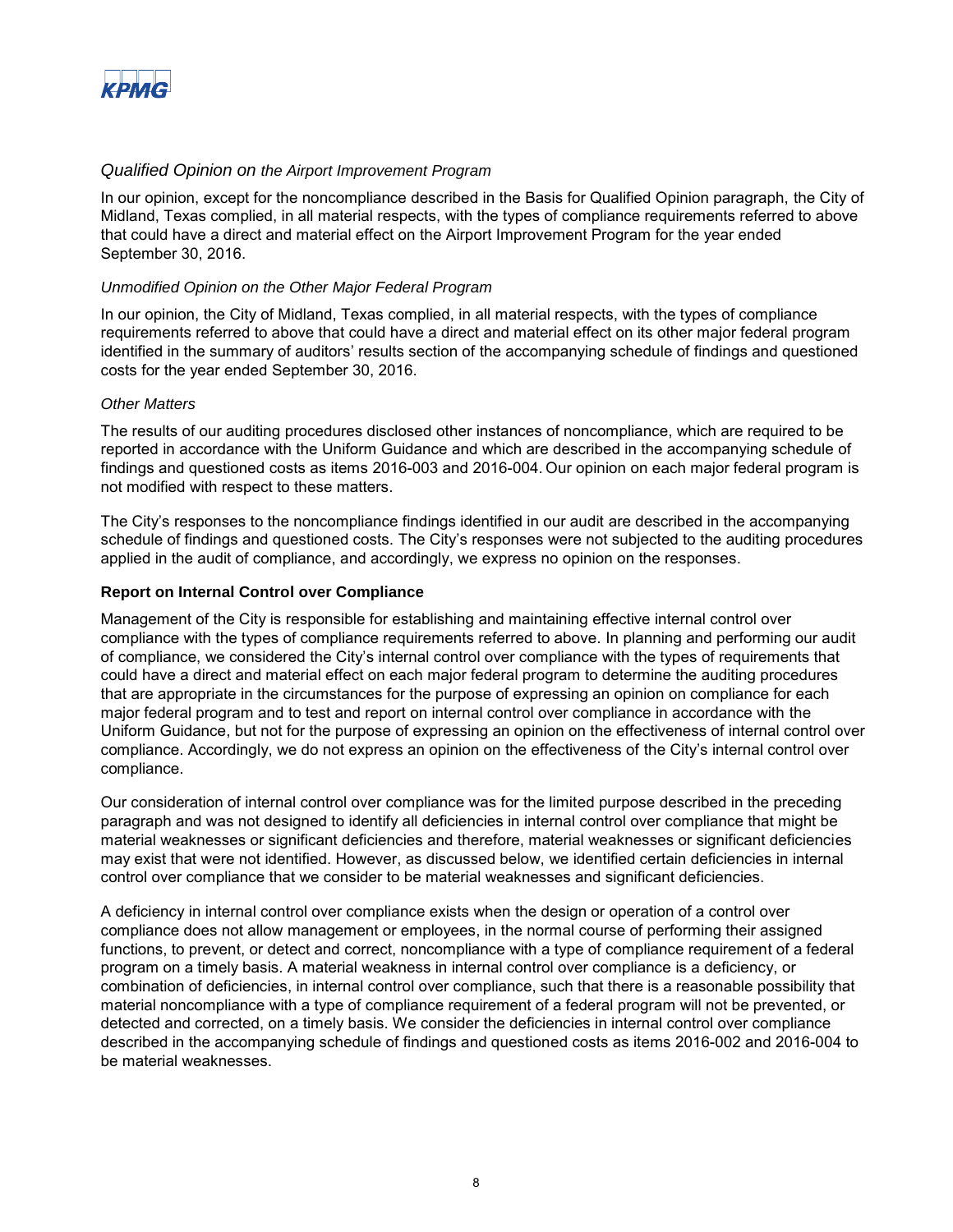*Qualified Opinion on the Airport Improvement Program*

In our opinion, except for the noncompliance described in the Basis for Qualified Opinion paragraph, the City of Midland, Texas complied, in all material respects, with the types of compliance requirements referred to above that could have a direct and material effect on the Airport Improvement Program for the year ended September 30, 2016.

*Unmodified Opinion on the Other Major Federal Program*

In our opinion, the City of Midland, Texas complied, in all material respects, with the types of compliance requirements referred to above that could have a direct and material effect on its other major federal program identified in the summary of auditors' results section of the accompanying schedule of findings and questioned costs for the year ended September 30, 2016.

*Other Matters*

The results of our auditing procedures disclosed other instances of noncompliance, which are required to be reported in accordance with the Uniform Guidance and which are described in the accompanying schedule of findings and questioned costs as items 2016-003 and 2016-004. Our opinion on each major federal program is not modified with respect to these matters.

The City's responses to the noncompliance findings identified in our audit are described in the accompanying schedule of findings and questioned costs. The City's responses were not subjected to the auditing procedures applied in the audit of compliance, and accordingly, we express no opinion on the responses.

**Report on Internal Control over Compliance**

Management of the City is responsible for establishing and maintaining effective internal control over compliance with the types of compliance requirements referred to above. In planning and performing our audit of compliance, we considered the City's internal control over compliance with the types of requirements that could have a direct and material effect on each major federal program to determine the auditing procedures that are appropriate in the circumstances for the purpose of expressing an opinion on compliance for each major federal program and to test and report on internal control over compliance in accordance with the Uniform Guidance, but not for the purpose of expressing an opinion on the effectiveness of internal control over compliance. Accordingly, we do not express an opinion on the effectiveness of the City's internal control over compliance.

Our consideration of internal control over compliance was for the limited purpose described in the preceding paragraph and was not designed to identify all deficiencies in internal control over compliance that might be material weaknesses or significant deficiencies and therefore, material weaknesses or significant deficiencies may exist that were not identified. However, as discussed below, we identified certain deficiencies in internal control over compliance that we consider to be material weaknesses and significant deficiencies.

A deficiency in internal control over compliance exists when the design or operation of a control over compliance does not allow management or employees, in the normal course of performing their assigned functions, to prevent, or detect and correct, noncompliance with a type of compliance requirement of a federal program on a timely basis. A material weakness in internal control over compliance is a deficiency, or combination of deficiencies, in internal control over compliance, such that there is a reasonable possibility that material noncompliance with a type of compliance requirement of a federal program will not be prevented, or detected and corrected, on a timely basis. We consider the deficiencies in internal control over compliance described in the accompanying schedule of findings and questioned costs as items 2016-002 and 2016-004 to be material weaknesses.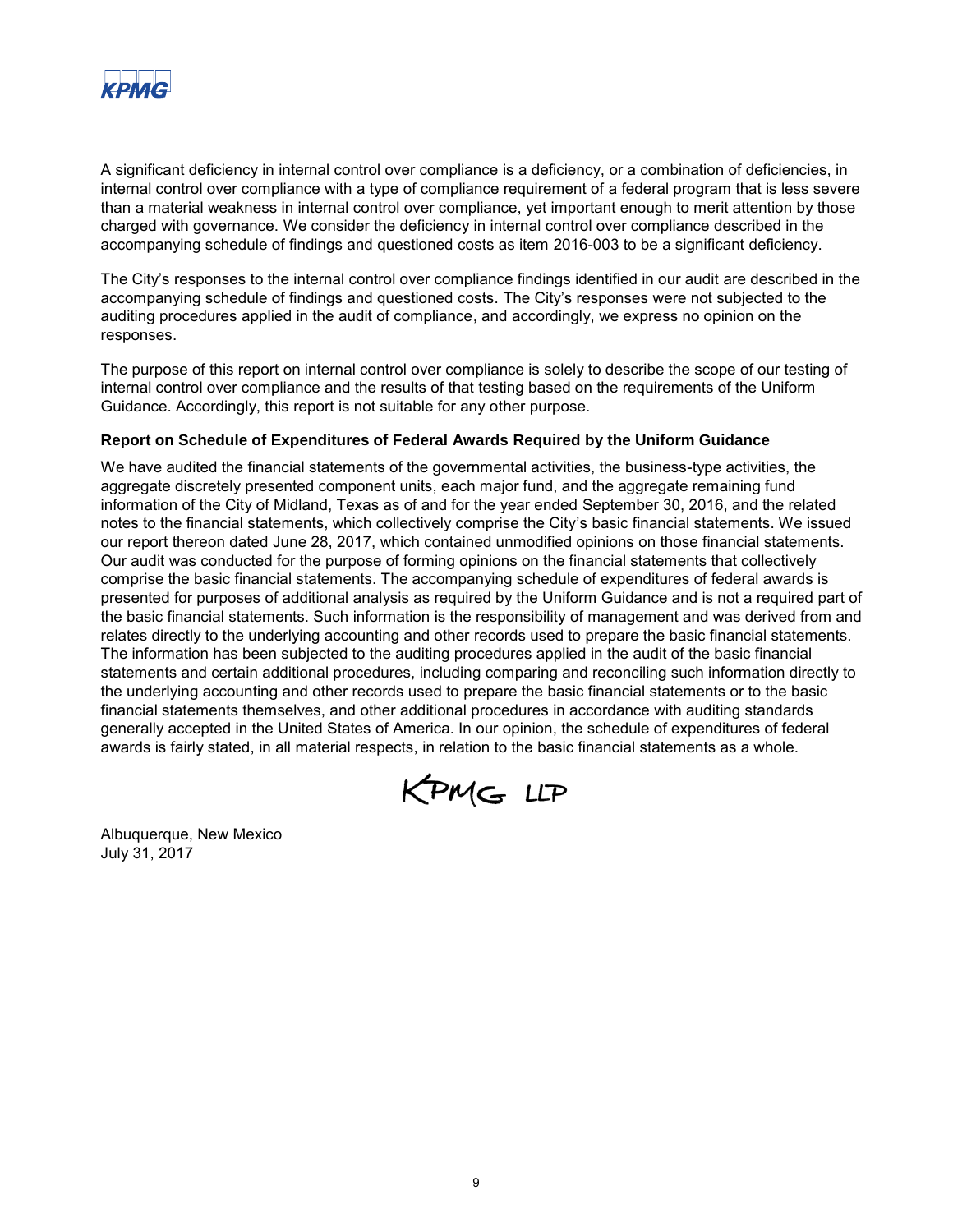A significant deficiency in internal control over compliance is a deficiency, or a combination of deficiencies, in internal control over compliance with a type of compliance requirement of a federal program that is less severe than a material weakness in internal control over compliance, yet important enough to merit attention by those charged with governance. We consider the deficiency in internal control over compliance described in the accompanying schedule of findings and questioned costs as item 2016-003 to be a significant deficiency.

The City's responses to the internal control over compliance findings identified in our audit are described in the accompanying schedule of findings and questioned costs. The City's responses were not subjected to the auditing procedures applied in the audit of compliance, and accordingly, we express no opinion on the responses.

The purpose of this report on internal control over compliance is solely to describe the scope of our testing of internal control over compliance and the results of that testing based on the requirements of the Uniform Guidance. Accordingly, this report is not suitable for any other purpose.

**Report on Schedule of Expenditures of Federal Awards Required by the Uniform Guidance**

We have audited the financial statements of the governmental activities, the business-type activities, the aggregate discretely presented component units, each major fund, and the aggregate remaining fund information of the City of Midland, Texas as of and for the year ended September 30, 2016, and the related notes to the financial statements, which collectively comprise the City's basic financial statements. We issued our report thereon dated June 28, 2017, which contained unmodified opinions on those financial statements. Our audit was conducted for the purpose of forming opinions on the financial statements that collectively comprise the basic financial statements. The accompanying schedule of expenditures of federal awards is presented for purposes of additional analysis as required by the Uniform Guidance and is not a required part of the basic financial statements. Such information is the responsibility of management and was derived from and relates directly to the underlying accounting and other records used to prepare the basic financial statements. The information has been subjected to the auditing procedures applied in the audit of the basic financial statements and certain additional procedures, including comparing and reconciling such information directly to the underlying accounting and other records used to prepare the basic financial statements or to the basic financial statements themselves, and other additional procedures in accordance with auditing standards generally accepted in the United States of America. In our opinion, the schedule of expenditures of federal awards is fairly stated, in all material respects, in relation to the basic financial statements as a whole.

KPMG LLP

Albuquerque, New Mexico
July 31, 2017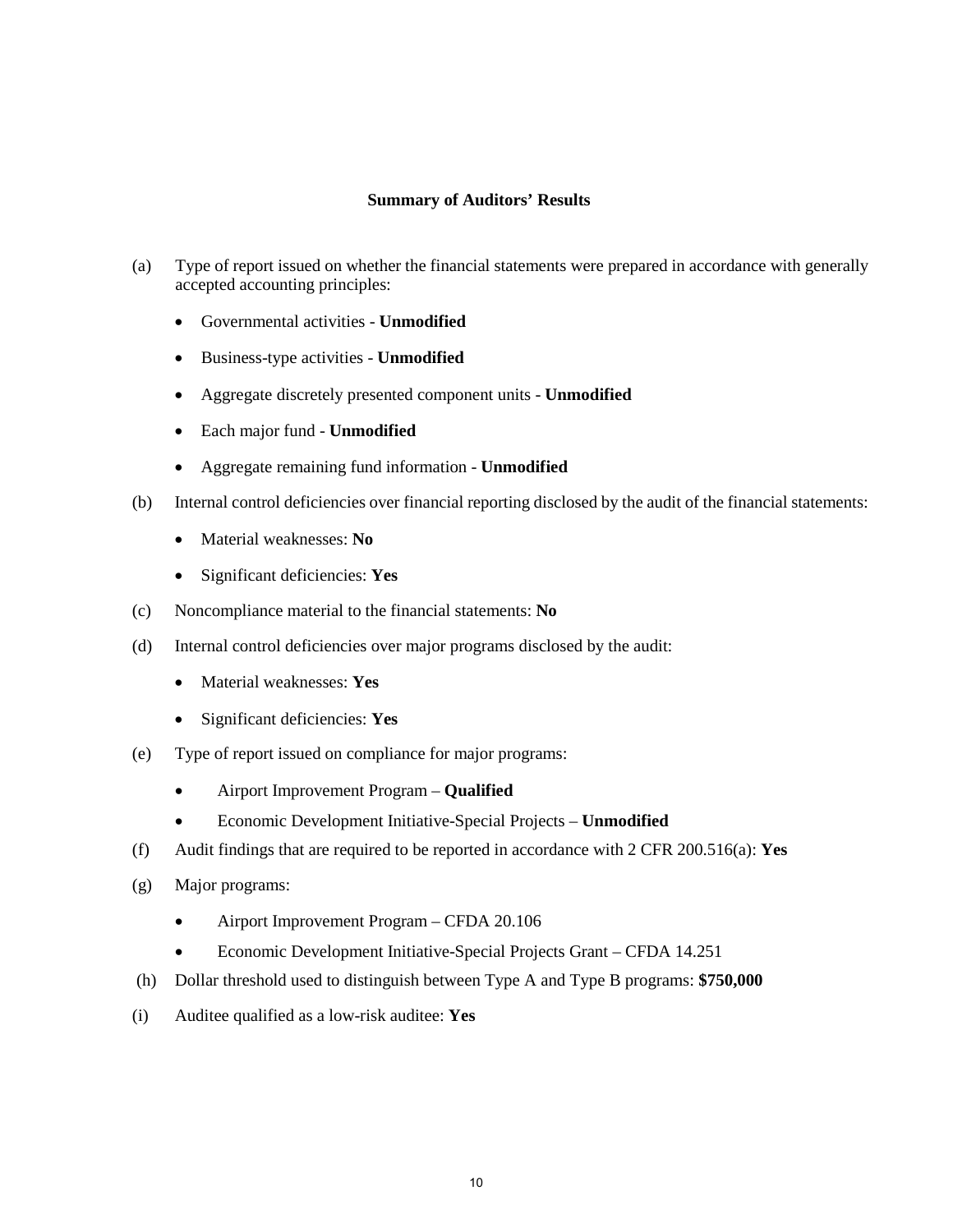## Summary of Auditors' Results

(a) Type of report issued on whether the financial statements were prepared in accordance with generally accepted accounting principles:

- Governmental activities - **Unmodified**
- Business-type activities - **Unmodified**
- Aggregate discretely presented component units - **Unmodified**
- Each major fund - **Unmodified**
- Aggregate remaining fund information - **Unmodified**

(b) Internal control deficiencies over financial reporting disclosed by the audit of the financial statements:

- Material weaknesses: **No**
- Significant deficiencies: **Yes**

(c) Noncompliance material to the financial statements: **No**

(d) Internal control deficiencies over major programs disclosed by the audit:

- Material weaknesses: **Yes**
- Significant deficiencies: **Yes**

(e) Type of report issued on compliance for major programs:

- Airport Improvement Program – **Qualified**
- Economic Development Initiative-Special Projects – **Unmodified**

(f) Audit findings that are required to be reported in accordance with 2 CFR 200.516(a): **Yes**

(g) Major programs:

- Airport Improvement Program – CFDA 20.106
- Economic Development Initiative-Special Projects Grant – CFDA 14.251

(h) Dollar threshold used to distinguish between Type A and Type B programs: **$750,000**

(i) Auditee qualified as a low-risk auditee: **Yes**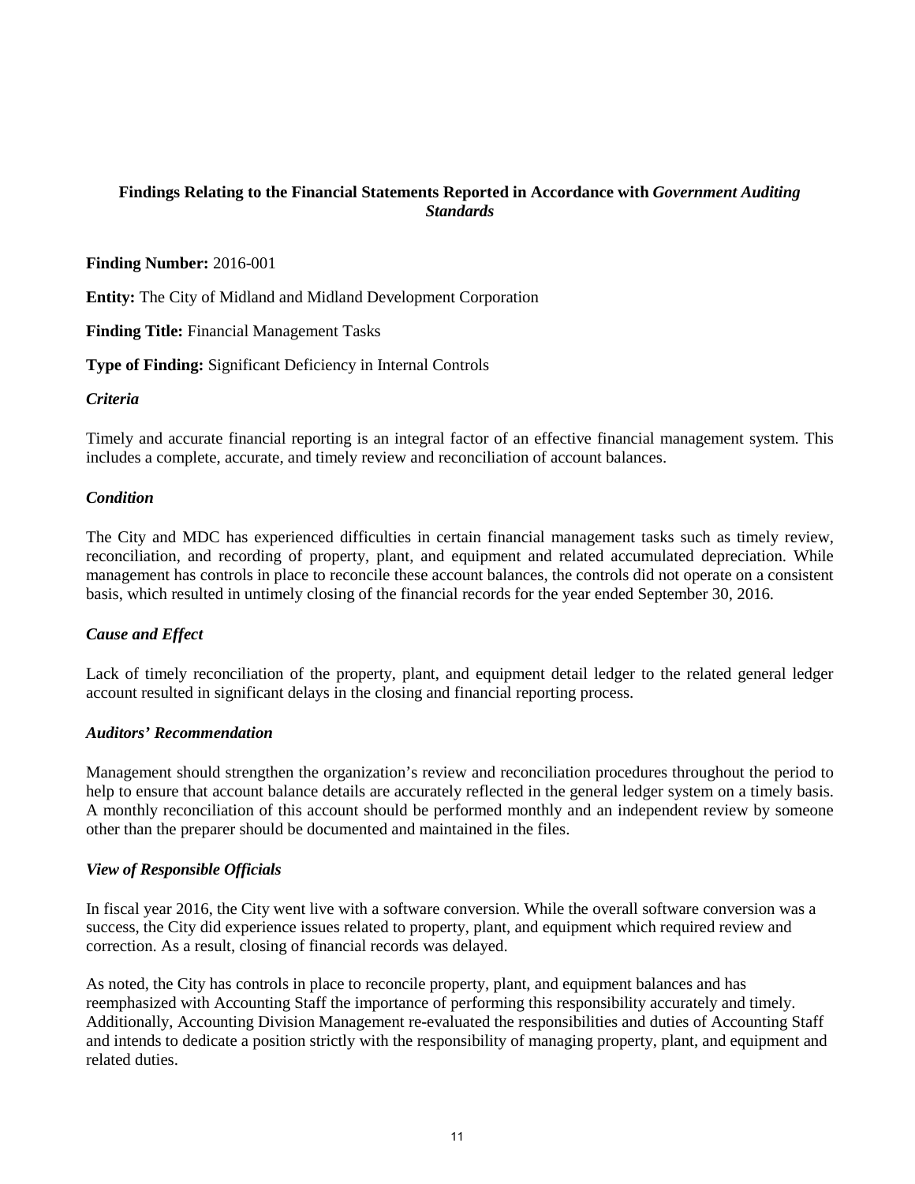## Findings Relating to the Financial Statements Reported in Accordance with *Government Auditing Standards*

**Finding Number:** 2016-001

**Entity:** The City of Midland and Midland Development Corporation

**Finding Title:** Financial Management Tasks

**Type of Finding:** Significant Deficiency in Internal Controls

***Criteria***

Timely and accurate financial reporting is an integral factor of an effective financial management system. This includes a complete, accurate, and timely review and reconciliation of account balances.

***Condition***

The City and MDC has experienced difficulties in certain financial management tasks such as timely review, reconciliation, and recording of property, plant, and equipment and related accumulated depreciation. While management has controls in place to reconcile these account balances, the controls did not operate on a consistent basis, which resulted in untimely closing of the financial records for the year ended September 30, 2016.

***Cause and Effect***

Lack of timely reconciliation of the property, plant, and equipment detail ledger to the related general ledger account resulted in significant delays in the closing and financial reporting process.

***Auditors' Recommendation***

Management should strengthen the organization's review and reconciliation procedures throughout the period to help to ensure that account balance details are accurately reflected in the general ledger system on a timely basis. A monthly reconciliation of this account should be performed monthly and an independent review by someone other than the preparer should be documented and maintained in the files.

***View of Responsible Officials***

In fiscal year 2016, the City went live with a software conversion. While the overall software conversion was a success, the City did experience issues related to property, plant, and equipment which required review and correction. As a result, closing of financial records was delayed.

As noted, the City has controls in place to reconcile property, plant, and equipment balances and has reemphasized with Accounting Staff the importance of performing this responsibility accurately and timely. Additionally, Accounting Division Management re-evaluated the responsibilities and duties of Accounting Staff and intends to dedicate a position strictly with the responsibility of managing property, plant, and equipment and related duties.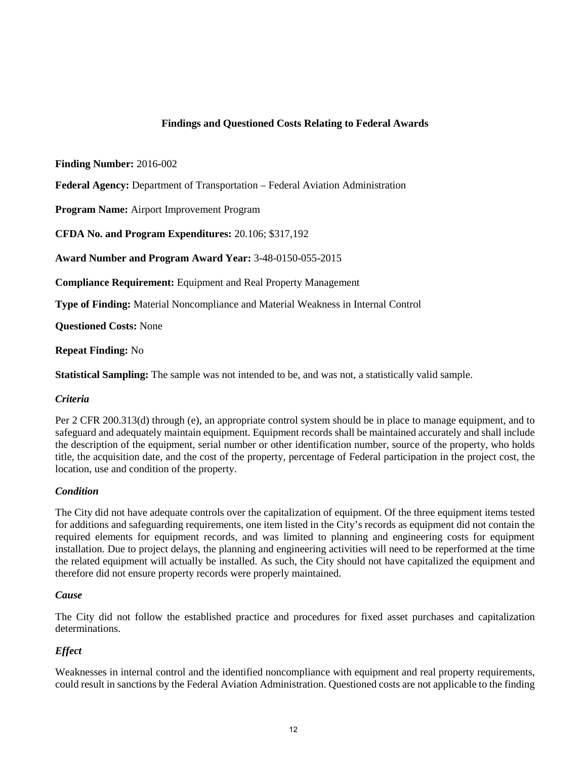## Findings and Questioned Costs Relating to Federal Awards

**Finding Number:** 2016-002

**Federal Agency:** Department of Transportation – Federal Aviation Administration

**Program Name:** Airport Improvement Program

**CFDA No. and Program Expenditures:** 20.106; $317,192

**Award Number and Program Award Year:** 3-48-0150-055-2015

**Compliance Requirement:** Equipment and Real Property Management

**Type of Finding:** Material Noncompliance and Material Weakness in Internal Control

**Questioned Costs:** None

**Repeat Finding:** No

**Statistical Sampling:** The sample was not intended to be, and was not, a statistically valid sample.

### *Criteria*

Per 2 CFR 200.313(d) through (e), an appropriate control system should be in place to manage equipment, and to safeguard and adequately maintain equipment. Equipment records shall be maintained accurately and shall include the description of the equipment, serial number or other identification number, source of the property, who holds title, the acquisition date, and the cost of the property, percentage of Federal participation in the project cost, the location, use and condition of the property.

### *Condition*

The City did not have adequate controls over the capitalization of equipment. Of the three equipment items tested for additions and safeguarding requirements, one item listed in the City's records as equipment did not contain the required elements for equipment records, and was limited to planning and engineering costs for equipment installation. Due to project delays, the planning and engineering activities will need to be reperformed at the time the related equipment will actually be installed. As such, the City should not have capitalized the equipment and therefore did not ensure property records were properly maintained.

### *Cause*

The City did not follow the established practice and procedures for fixed asset purchases and capitalization determinations.

### *Effect*

Weaknesses in internal control and the identified noncompliance with equipment and real property requirements, could result in sanctions by the Federal Aviation Administration. Questioned costs are not applicable to the finding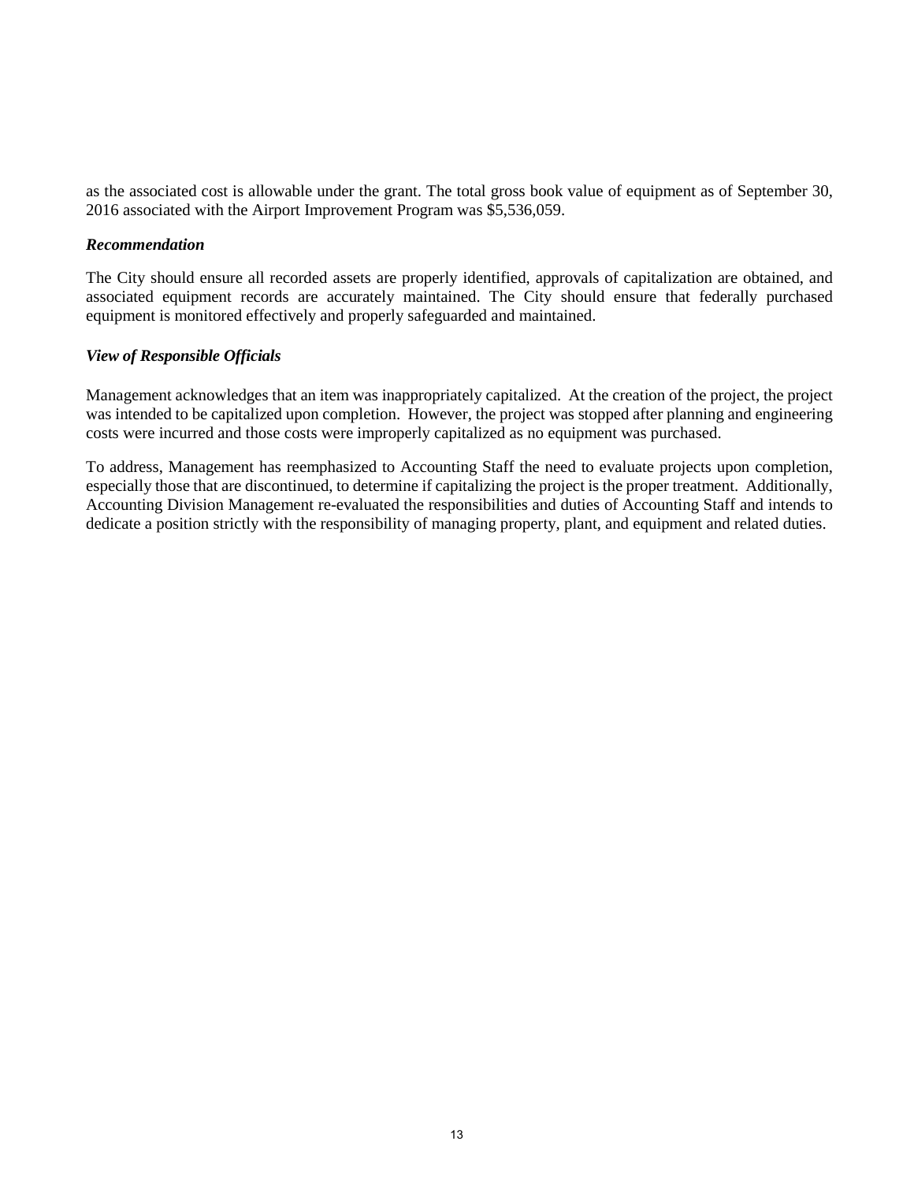as the associated cost is allowable under the grant. The total gross book value of equipment as of September 30, 2016 associated with the Airport Improvement Program was $5,536,059.

***Recommendation***

The City should ensure all recorded assets are properly identified, approvals of capitalization are obtained, and associated equipment records are accurately maintained. The City should ensure that federally purchased equipment is monitored effectively and properly safeguarded and maintained.

***View of Responsible Officials***

Management acknowledges that an item was inappropriately capitalized. At the creation of the project, the project was intended to be capitalized upon completion. However, the project was stopped after planning and engineering costs were incurred and those costs were improperly capitalized as no equipment was purchased.

To address, Management has reemphasized to Accounting Staff the need to evaluate projects upon completion, especially those that are discontinued, to determine if capitalizing the project is the proper treatment. Additionally, Accounting Division Management re-evaluated the responsibilities and duties of Accounting Staff and intends to dedicate a position strictly with the responsibility of managing property, plant, and equipment and related duties.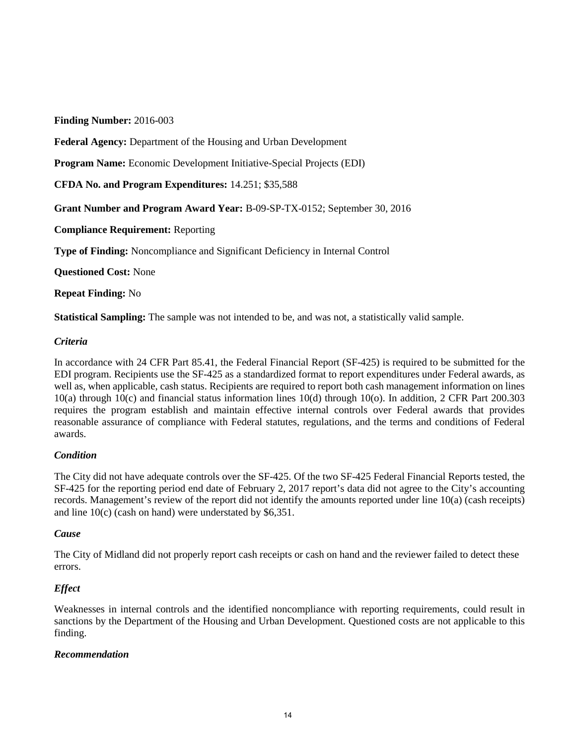**Finding Number:** 2016-003

**Federal Agency:** Department of the Housing and Urban Development

**Program Name:** Economic Development Initiative-Special Projects (EDI)

**CFDA No. and Program Expenditures:** 14.251; $35,588

**Grant Number and Program Award Year:** B-09-SP-TX-0152; September 30, 2016

**Compliance Requirement:** Reporting

**Type of Finding:** Noncompliance and Significant Deficiency in Internal Control

**Questioned Cost:** None

**Repeat Finding:** No

**Statistical Sampling:** The sample was not intended to be, and was not, a statistically valid sample.

***Criteria***

In accordance with 24 CFR Part 85.41, the Federal Financial Report (SF-425) is required to be submitted for the EDI program. Recipients use the SF-425 as a standardized format to report expenditures under Federal awards, as well as, when applicable, cash status. Recipients are required to report both cash management information on lines 10(a) through 10(c) and financial status information lines 10(d) through 10(o). In addition, 2 CFR Part 200.303 requires the program establish and maintain effective internal controls over Federal awards that provides reasonable assurance of compliance with Federal statutes, regulations, and the terms and conditions of Federal awards.

***Condition***

The City did not have adequate controls over the SF-425. Of the two SF-425 Federal Financial Reports tested, the SF-425 for the reporting period end date of February 2, 2017 report's data did not agree to the City's accounting records. Management's review of the report did not identify the amounts reported under line 10(a) (cash receipts) and line 10(c) (cash on hand) were understated by $6,351.

***Cause***

The City of Midland did not properly report cash receipts or cash on hand and the reviewer failed to detect these errors.

***Effect***

Weaknesses in internal controls and the identified noncompliance with reporting requirements, could result in sanctions by the Department of the Housing and Urban Development. Questioned costs are not applicable to this finding.

***Recommendation***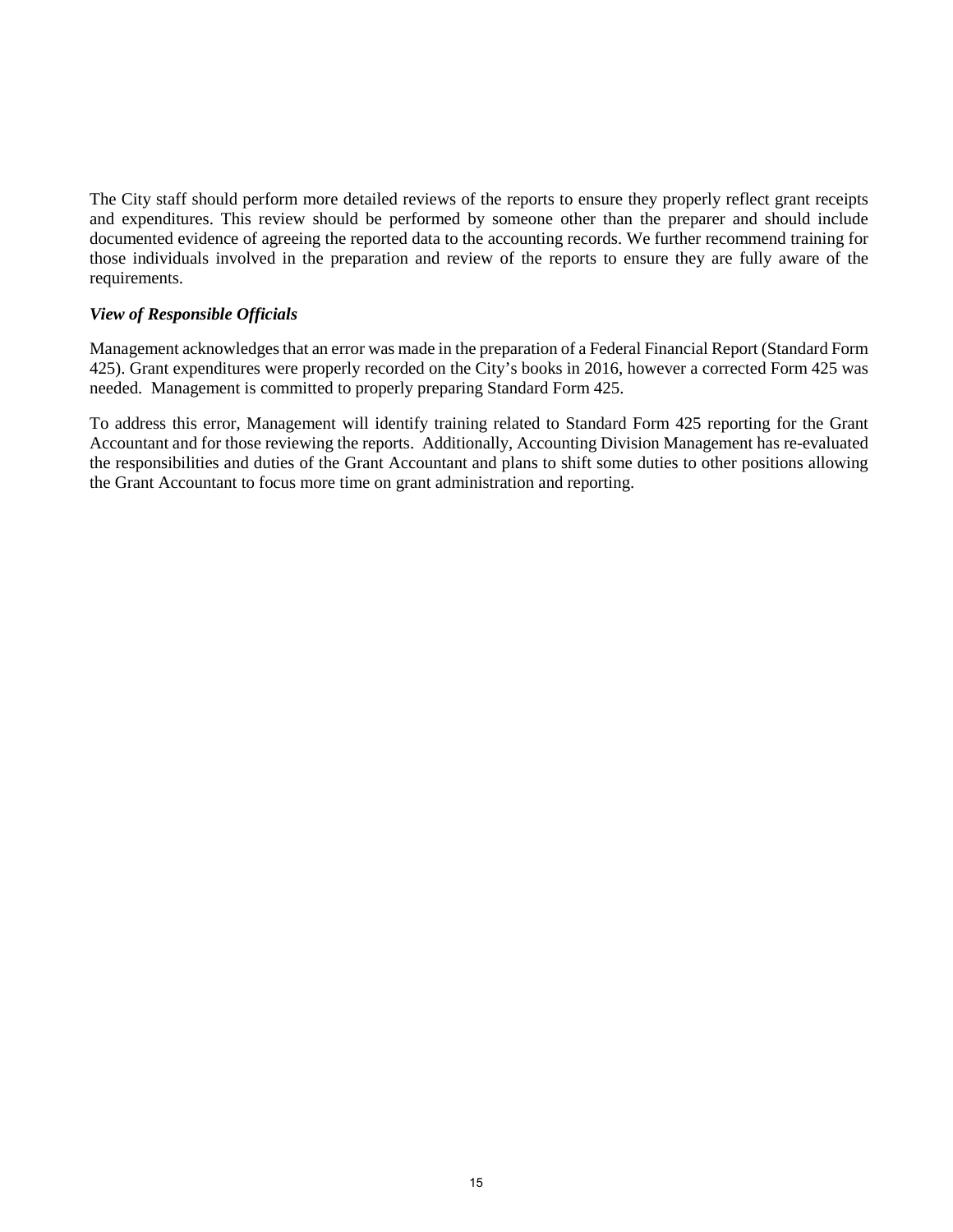The City staff should perform more detailed reviews of the reports to ensure they properly reflect grant receipts and expenditures. This review should be performed by someone other than the preparer and should include documented evidence of agreeing the reported data to the accounting records. We further recommend training for those individuals involved in the preparation and review of the reports to ensure they are fully aware of the requirements.

### *View of Responsible Officials*

Management acknowledges that an error was made in the preparation of a Federal Financial Report (Standard Form 425). Grant expenditures were properly recorded on the City's books in 2016, however a corrected Form 425 was needed. Management is committed to properly preparing Standard Form 425.

To address this error, Management will identify training related to Standard Form 425 reporting for the Grant Accountant and for those reviewing the reports. Additionally, Accounting Division Management has re-evaluated the responsibilities and duties of the Grant Accountant and plans to shift some duties to other positions allowing the Grant Accountant to focus more time on grant administration and reporting.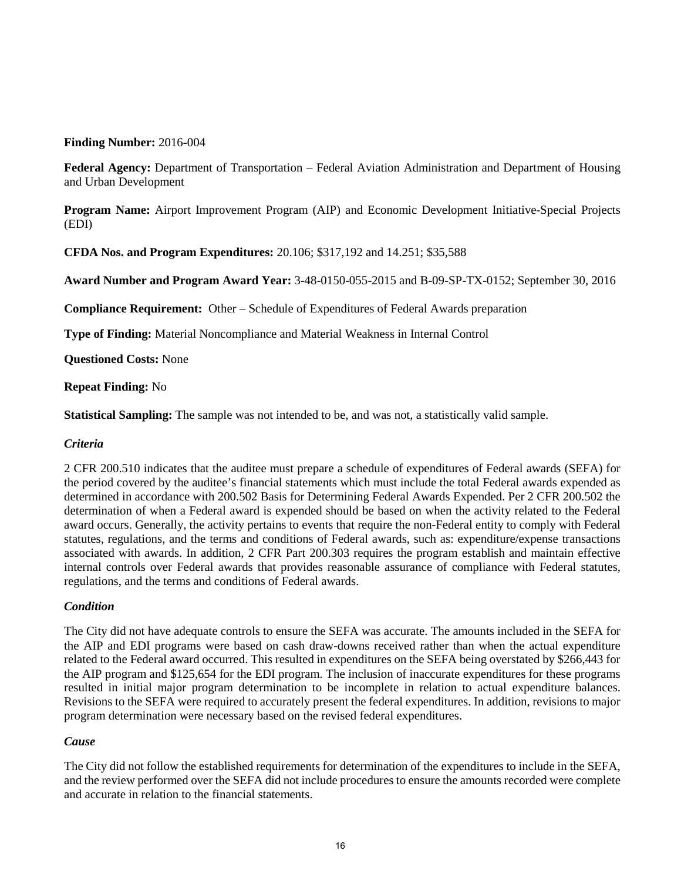**Finding Number:** 2016-004

**Federal Agency:** Department of Transportation – Federal Aviation Administration and Department of Housing and Urban Development

**Program Name:** Airport Improvement Program (AIP) and Economic Development Initiative-Special Projects (EDI)

**CFDA Nos. and Program Expenditures:** 20.106; $317,192 and 14.251; $35,588

**Award Number and Program Award Year:** 3-48-0150-055-2015 and B-09-SP-TX-0152; September 30, 2016

**Compliance Requirement:** Other – Schedule of Expenditures of Federal Awards preparation

**Type of Finding:** Material Noncompliance and Material Weakness in Internal Control

**Questioned Costs:** None

**Repeat Finding:** No

**Statistical Sampling:** The sample was not intended to be, and was not, a statistically valid sample.

### *Criteria*

2 CFR 200.510 indicates that the auditee must prepare a schedule of expenditures of Federal awards (SEFA) for the period covered by the auditee's financial statements which must include the total Federal awards expended as determined in accordance with 200.502 Basis for Determining Federal Awards Expended. Per 2 CFR 200.502 the determination of when a Federal award is expended should be based on when the activity related to the Federal award occurs. Generally, the activity pertains to events that require the non-Federal entity to comply with Federal statutes, regulations, and the terms and conditions of Federal awards, such as: expenditure/expense transactions associated with awards. In addition, 2 CFR Part 200.303 requires the program establish and maintain effective internal controls over Federal awards that provides reasonable assurance of compliance with Federal statutes, regulations, and the terms and conditions of Federal awards.

### *Condition*

The City did not have adequate controls to ensure the SEFA was accurate. The amounts included in the SEFA for the AIP and EDI programs were based on cash draw-downs received rather than when the actual expenditure related to the Federal award occurred. This resulted in expenditures on the SEFA being overstated by $266,443 for the AIP program and $125,654 for the EDI program. The inclusion of inaccurate expenditures for these programs resulted in initial major program determination to be incomplete in relation to actual expenditure balances. Revisions to the SEFA were required to accurately present the federal expenditures. In addition, revisions to major program determination were necessary based on the revised federal expenditures.

### *Cause*

The City did not follow the established requirements for determination of the expenditures to include in the SEFA, and the review performed over the SEFA did not include procedures to ensure the amounts recorded were complete and accurate in relation to the financial statements.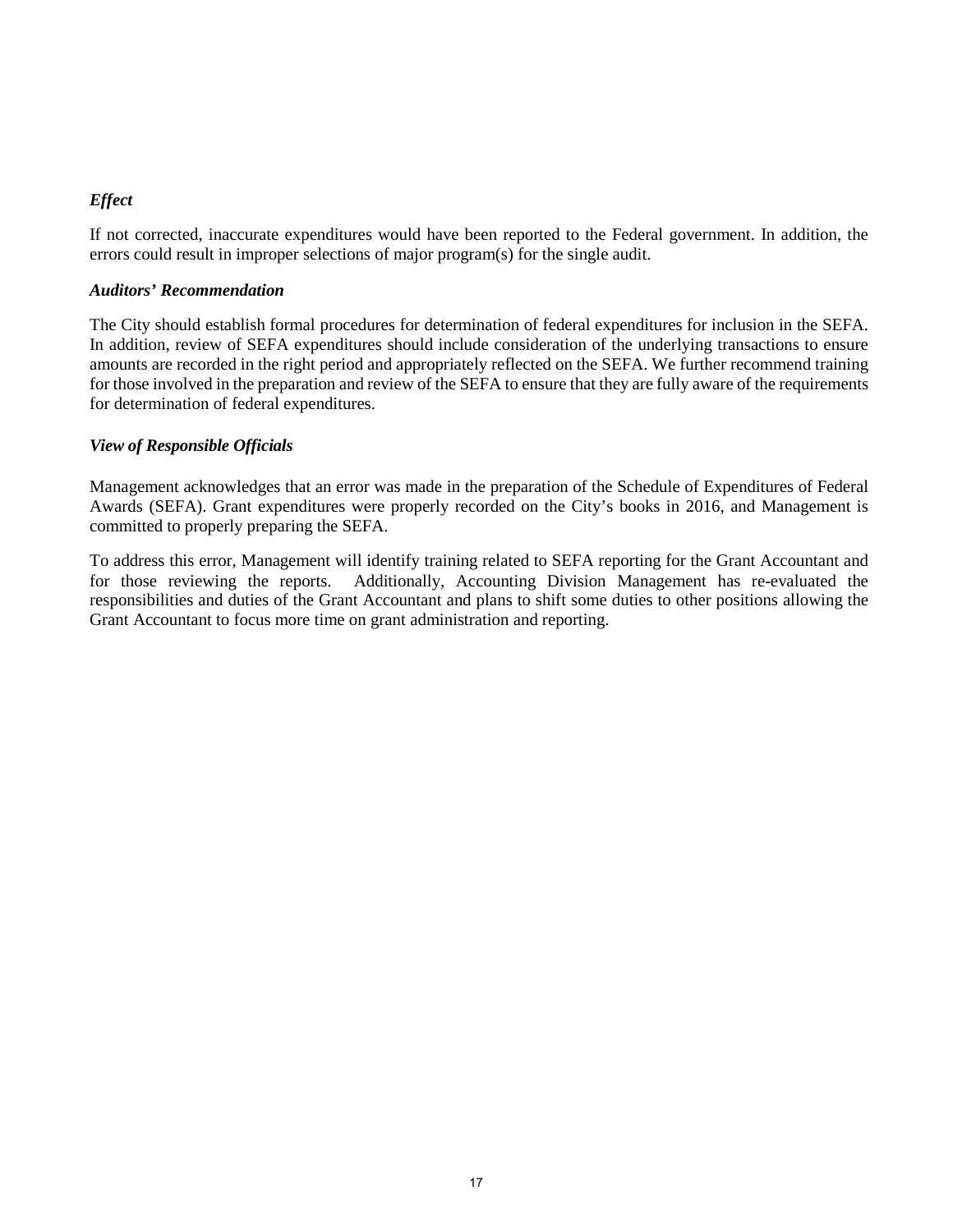*Effect*

If not corrected, inaccurate expenditures would have been reported to the Federal government. In addition, the errors could result in improper selections of major program(s) for the single audit.

*Auditors' Recommendation*

The City should establish formal procedures for determination of federal expenditures for inclusion in the SEFA. In addition, review of SEFA expenditures should include consideration of the underlying transactions to ensure amounts are recorded in the right period and appropriately reflected on the SEFA. We further recommend training for those involved in the preparation and review of the SEFA to ensure that they are fully aware of the requirements for determination of federal expenditures.

*View of Responsible Officials*

Management acknowledges that an error was made in the preparation of the Schedule of Expenditures of Federal Awards (SEFA). Grant expenditures were properly recorded on the City's books in 2016, and Management is committed to properly preparing the SEFA.

To address this error, Management will identify training related to SEFA reporting for the Grant Accountant and for those reviewing the reports. Additionally, Accounting Division Management has re-evaluated the responsibilities and duties of the Grant Accountant and plans to shift some duties to other positions allowing the Grant Accountant to focus more time on grant administration and reporting.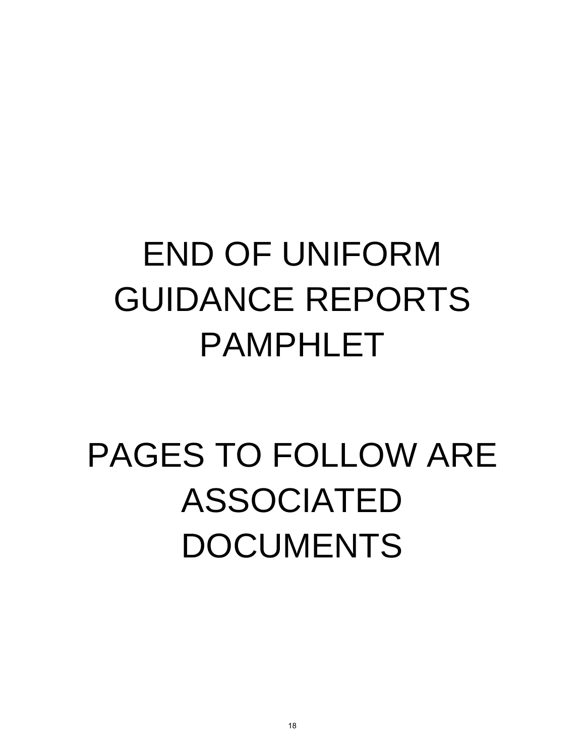# END OF UNIFORM GUIDANCE REPORTS PAMPHLET

# PAGES TO FOLLOW ARE ASSOCIATED DOCUMENTS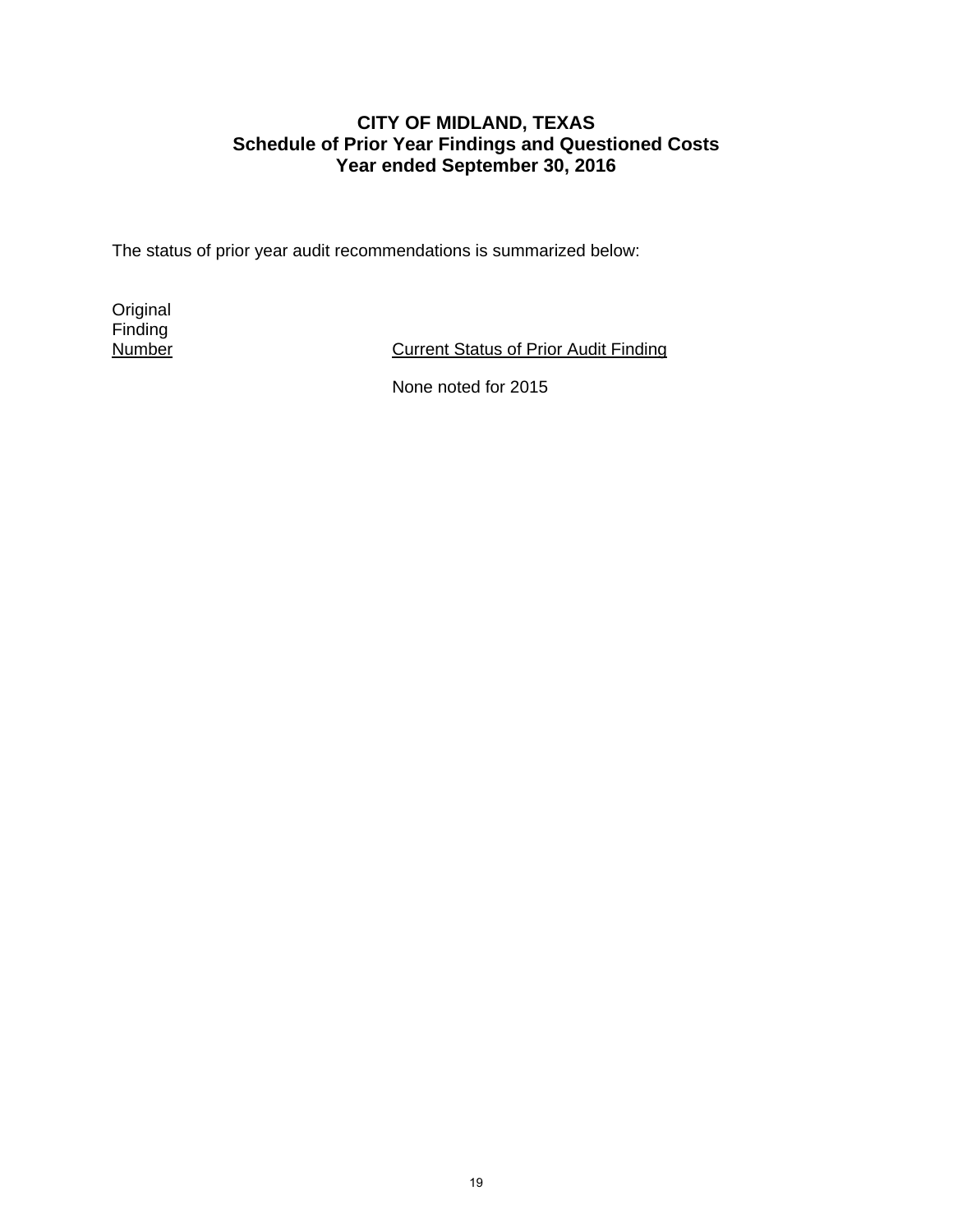# CITY OF MIDLAND, TEXAS
## Schedule of Prior Year Findings and Questioned Costs
## Year ended September 30, 2016

The status of prior year audit recommendations is summarized below:

| Original Finding Number | Current Status of Prior Audit Finding |
|---|---|
| | None noted for 2015 |